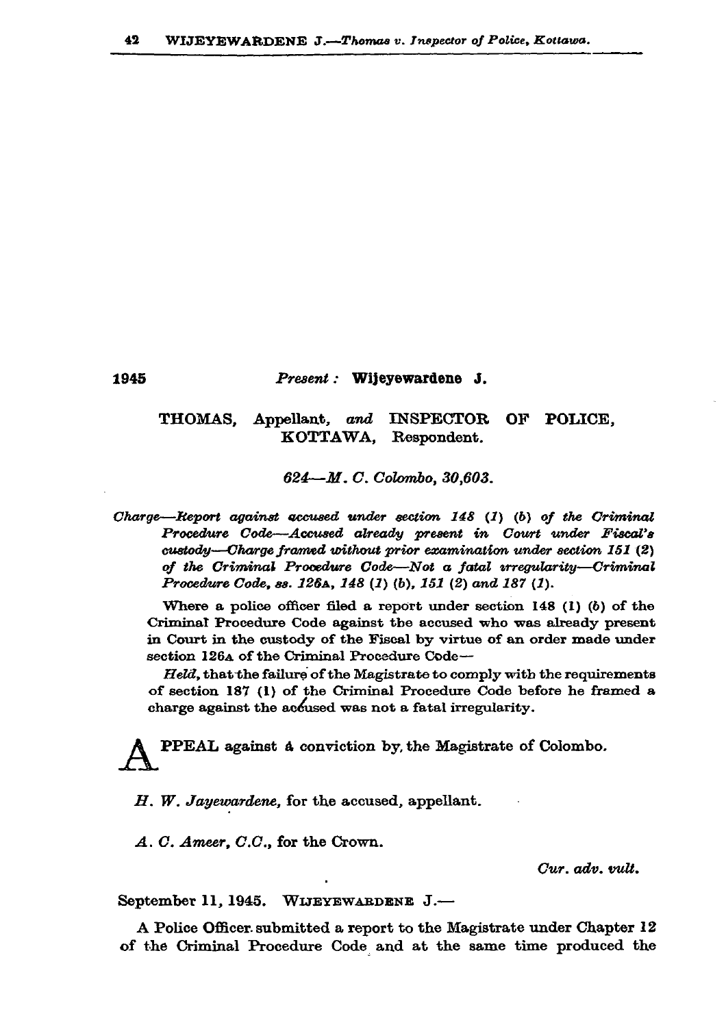1945 *Present:* **Wijeyewardene J.**

THOMAS, Appellant, *and* INSPECTOR OF POLICE, KOTTAWA, Respondent.

*624—M. C. Colombo, 30,603.*

*Charge—Report against accused under section 148 (1) (b) of the Criminal Procedure Code—Accused already present in Court under Fiscal's custody—Charge framed without prior examination under section 151 (2) of the Criminal Procedure Code—Not a fatal irregularity—Criminal Procedure Code, ss. 126A, 148 (1) (b), 151 (2) and 187 (1).*

Where a police officer filed a report under section 148 (1) (b) of the Criminal Procedure Code against the accused who was already present in Court in the custody of the Fiscal by virtue of an order made under section 126A of the Criminal Procedure Code—

*Held*, that the failure of the Magistrate to comply with the requirements of section 187 (1) of the Criminal Procedure Code before he framed a charge against the accused was not a fatal irregularity.

APPEAL against a conviction by the Magistrate of Colombo.

*H. W. Jayewardene*, for the accused, appellant.

*A. C. Ameer, C.C.*, for the Crown.

*Cur. adv. vult.*

September 11, 1945. WIJEYEWARDENE J.—

A Police Officer submitted a report to the Magistrate under Chapter 12 of the Criminal Procedure Code and at the same time produced the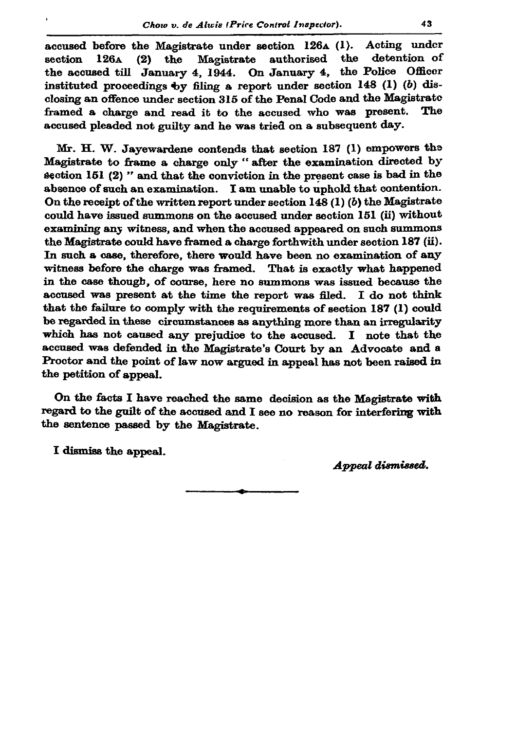accused before the Magistrate under section 126A (1). Acting under section 126A (2) the Magistrate authorised the detention of the accused till January 4, 1944. On January 4, the Police Officer instituted proceedings by filing a report under section 148 (1) (b) disclosing an offence under section 315 of the Penal Code and the Magistrate framed a charge and read it to the accused who was present. The accused pleaded not guilty and he was tried on a subsequent day.

Mr. H. W. Jayewardene contends that section 187 (1) empowers the Magistrate to frame a charge only " after the examination directed by section 151 (2) " and that the conviction in the present case is bad in the absence of such an examination. I am unable to uphold that contention. On the receipt of the written report under section 148 (1) (b) the Magistrate could have issued summons on the accused under section 151 (ii) without examining any witness, and when the accused appeared on such summons the Magistrate could have framed a charge forthwith under section 187 (ii). In such a case, therefore, there would have been no examination of any witness before the charge was framed. That is exactly what happened in the case though, of course, here no summons was issued because the accused was present at the time the report was filed. I do not think that the failure to comply with the requirements of section 187 (1) could be regarded in these circumstances as anything more than an irregularity which has not caused any prejudice to the accused. I note that the accused was defended in the Magistrate's Court by an Advocate and a Proctor and the point of law now argued in appeal has not been raised in the petition of appeal.

On the facts I have reached the same decision as the Magistrate with regard to the guilt of the accused and I see no reason for interfering with the sentence passed by the Magistrate.

I dismiss the appeal.

*Appeal dismissed.*